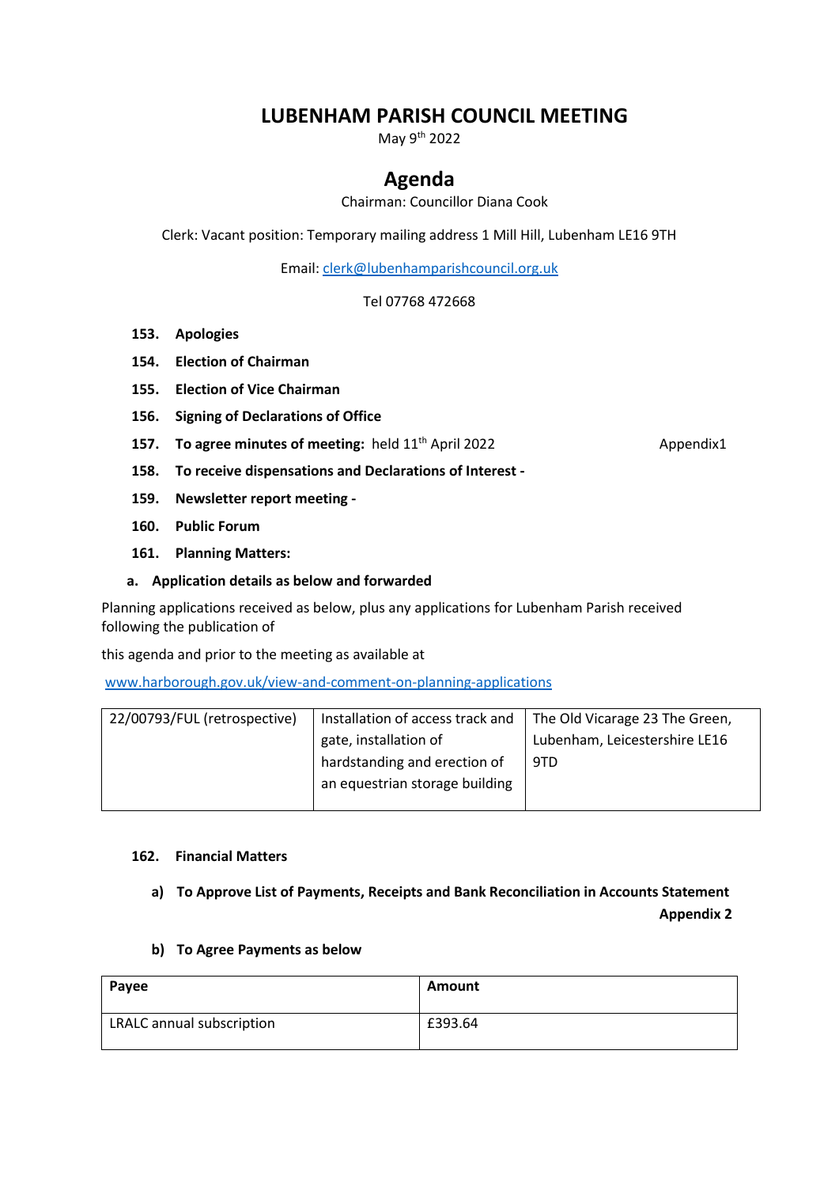# LUBENHAM PARISH COUNCIL MEETING

May 9th 2022

## Agenda

Chairman: Councillor Diana Cook

Clerk: Vacant position: Temporary mailing address 1 Mill Hill, Lubenham LE16 9TH

Email: clerk@lubenhamparishcouncil.org.uk

Tel 07768 472668

**153. Apologies**

**154. Election of Chairman**

**155. Election of Vice Chairman**

**156. Signing of Declarations of Office**

**157. To agree minutes of meeting:** held 11th April 2022 Appendix1

**158. To receive dispensations and Declarations of Interest -**

**159. Newsletter report meeting -**

**160. Public Forum**

**161. Planning Matters:**

**a. Application details as below and forwarded**

Planning applications received as below, plus any applications for Lubenham Parish received following the publication of

this agenda and prior to the meeting as available at

www.harborough.gov.uk/view-and-comment-on-planning-applications

| | | |
|---|---|---|
| 22/00793/FUL (retrospective) | Installation of access track and gate, installation of hardstanding and erection of an equestrian storage building | The Old Vicarage 23 The Green, Lubenham, Leicestershire LE16 9TD |

**162. Financial Matters**

**a) To Approve List of Payments, Receipts and Bank Reconciliation in Accounts Statement Appendix 2**

**b) To Agree Payments as below**

| Payee | Amount |
|---|---|
| LRALC annual subscription | £393.64 |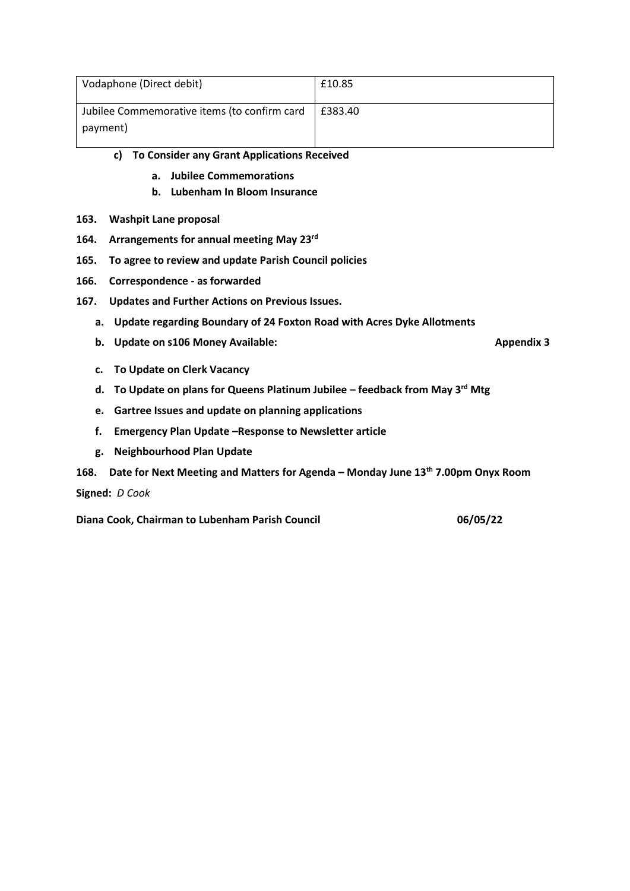| | |
|---|---|
| Vodaphone (Direct debit) | £10.85 |
| Jubilee Commemorative items (to confirm card payment) | £383.40 |

**c) To Consider any Grant Applications Received**

- **a. Jubilee Commemorations**
- **b. Lubenham In Bloom Insurance**

**163. Washpit Lane proposal**

**164. Arrangements for annual meeting May 23rd**

**165. To agree to review and update Parish Council policies**

**166. Correspondence - as forwarded**

**167. Updates and Further Actions on Previous Issues.**

- **a. Update regarding Boundary of 24 Foxton Road with Acres Dyke Allotments**
- **b. Update on s106 Money Available: Appendix 3**
- **c. To Update on Clerk Vacancy**
- **d. To Update on plans for Queens Platinum Jubilee – feedback from May 3rd Mtg**
- **e. Gartree Issues and update on planning applications**
- **f. Emergency Plan Update –Response to Newsletter article**
- **g. Neighbourhood Plan Update**

**168. Date for Next Meeting and Matters for Agenda – Monday June 13th 7.00pm Onyx Room**

**Signed:** *D Cook*

**Diana Cook, Chairman to Lubenham Parish Council 06/05/22**